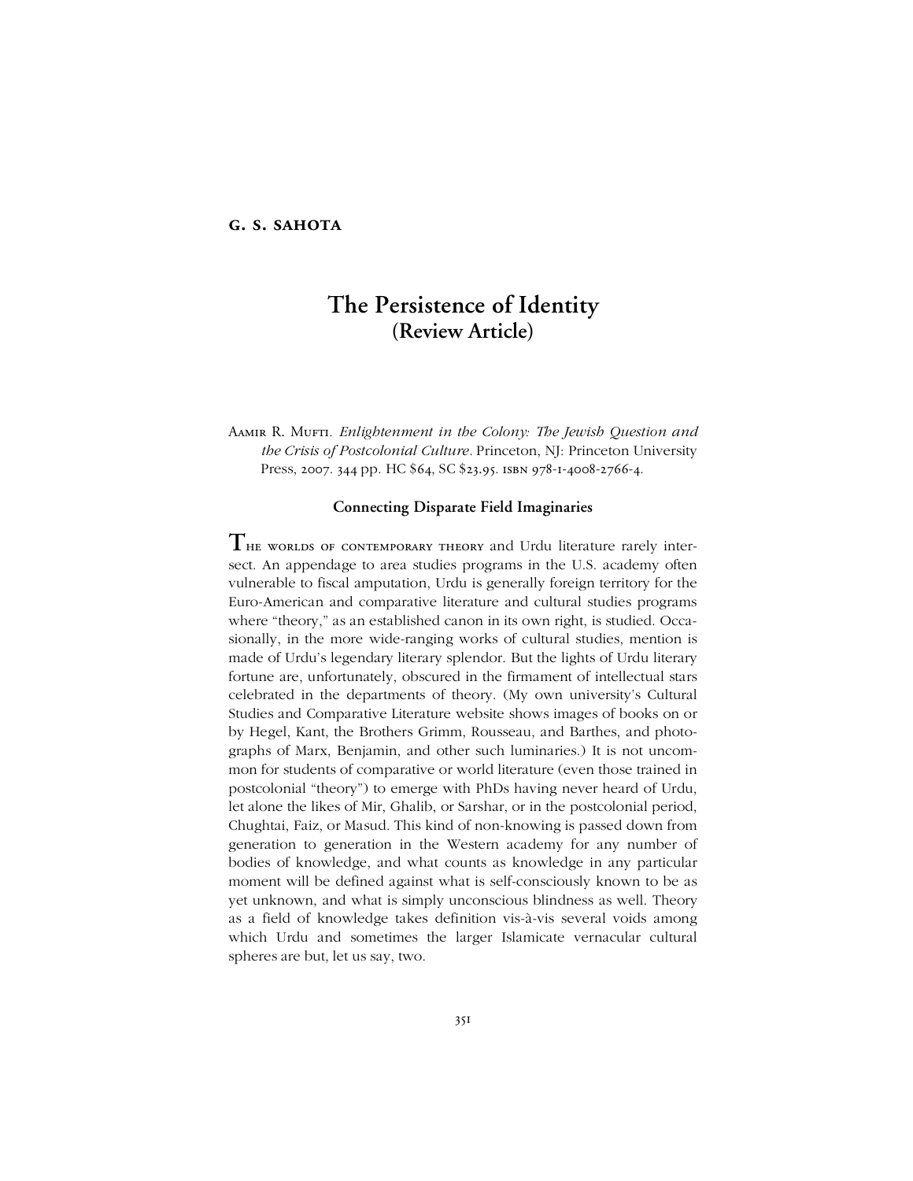**G. S. SAHOTA**

# The Persistence of Identity
## (Review Article)

Aamir R. Mufti. *Enlightenment in the Colony: The Jewish Question and the Crisis of Postcolonial Culture*. Princeton, NJ: Princeton University Press, 2007. 344 pp. HC $64, SC $23.95. ISBN 978-1-4008-2766-4.

### Connecting Disparate Field Imaginaries

The worlds of contemporary theory and Urdu literature rarely intersect. An appendage to area studies programs in the U.S. academy often vulnerable to fiscal amputation, Urdu is generally foreign territory for the Euro-American and comparative literature and cultural studies programs where "theory," as an established canon in its own right, is studied. Occasionally, in the more wide-ranging works of cultural studies, mention is made of Urdu's legendary literary splendor. But the lights of Urdu literary fortune are, unfortunately, obscured in the firmament of intellectual stars celebrated in the departments of theory. (My own university's Cultural Studies and Comparative Literature website shows images of books on or by Hegel, Kant, the Brothers Grimm, Rousseau, and Barthes, and photographs of Marx, Benjamin, and other such luminaries.) It is not uncommon for students of comparative or world literature (even those trained in postcolonial "theory") to emerge with PhDs having never heard of Urdu, let alone the likes of Mir, Ghalib, or Sarshar, or in the postcolonial period, Chughtai, Faiz, or Masud. This kind of non-knowing is passed down from generation to generation in the Western academy for any number of bodies of knowledge, and what counts as knowledge in any particular moment will be defined against what is self-consciously known to be as yet unknown, and what is simply unconscious blindness as well. Theory as a field of knowledge takes definition vis-à-vis several voids among which Urdu and sometimes the larger Islamicate vernacular cultural spheres are but, let us say, two.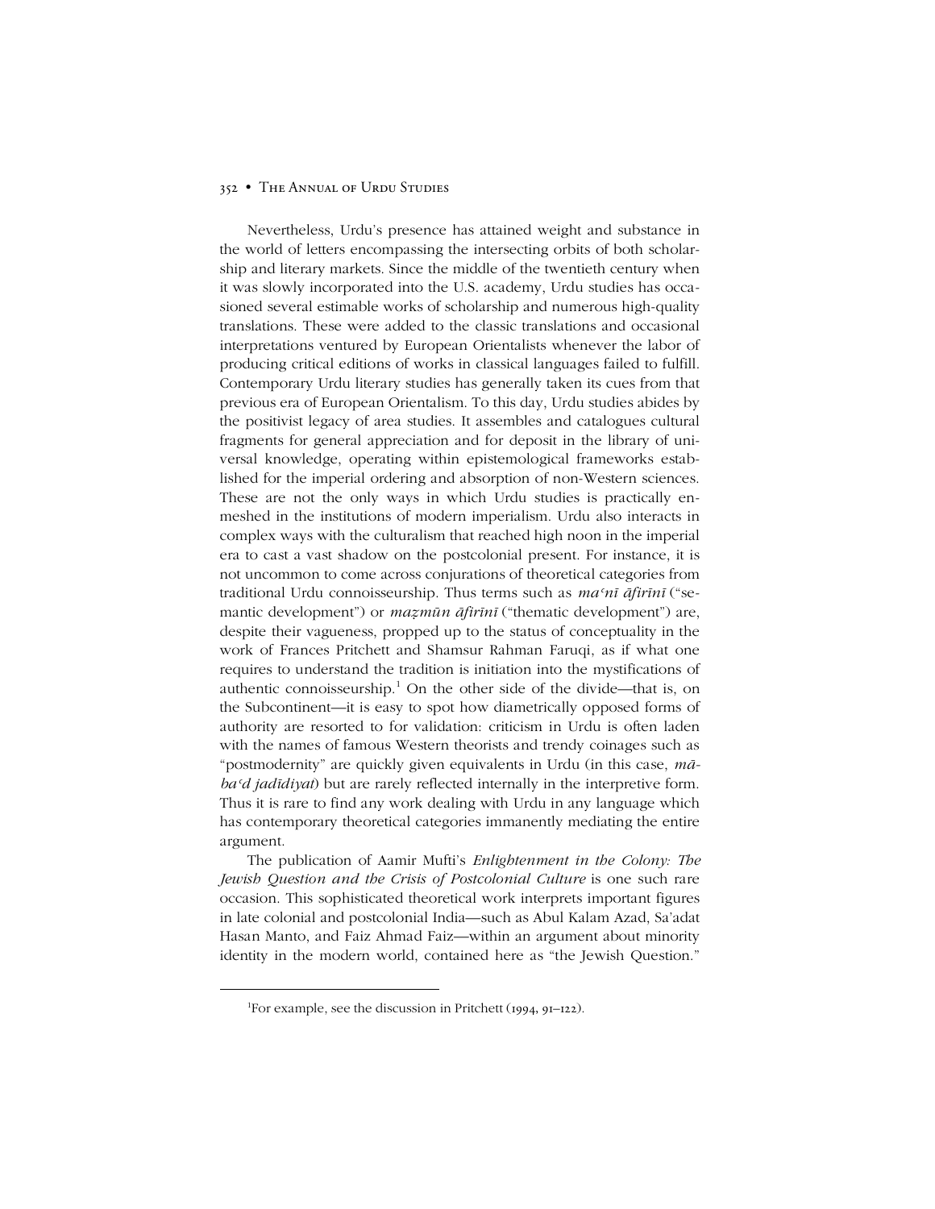Nevertheless, Urdu's presence has attained weight and substance in the world of letters encompassing the intersecting orbits of both scholarship and literary markets. Since the middle of the twentieth century when it was slowly incorporated into the U.S. academy, Urdu studies has occasioned several estimable works of scholarship and numerous high-quality translations. These were added to the classic translations and occasional interpretations ventured by European Orientalists whenever the labor of producing critical editions of works in classical languages failed to fulfill. Contemporary Urdu literary studies has generally taken its cues from that previous era of European Orientalism. To this day, Urdu studies abides by the positivist legacy of area studies. It assembles and catalogues cultural fragments for general appreciation and for deposit in the library of universal knowledge, operating within epistemological frameworks established for the imperial ordering and absorption of non-Western sciences. These are not the only ways in which Urdu studies is practically enmeshed in the institutions of modern imperialism. Urdu also interacts in complex ways with the culturalism that reached high noon in the imperial era to cast a vast shadow on the postcolonial present. For instance, it is not uncommon to come across conjurations of theoretical categories from traditional Urdu connoisseurship. Thus terms such as *maʿnī āfirīnī* ("semantic development") or *mazmūn āfirīnī* ("thematic development") are, despite their vagueness, propped up to the status of conceptuality in the work of Frances Pritchett and Shamsur Rahman Faruqi, as if what one requires to understand the tradition is initiation into the mystifications of authentic connoisseurship.[1] On the other side of the divide—that is, on the Subcontinent—it is easy to spot how diametrically opposed forms of authority are resorted to for validation: criticism in Urdu is often laden with the names of famous Western theorists and trendy coinages such as "postmodernity" are quickly given equivalents in Urdu (in this case, *mābaʿd jadīdiyat*) but are rarely reflected internally in the interpretive form. Thus it is rare to find any work dealing with Urdu in any language which has contemporary theoretical categories immanently mediating the entire argument.

The publication of Aamir Mufti's *Enlightenment in the Colony: The Jewish Question and the Crisis of Postcolonial Culture* is one such rare occasion. This sophisticated theoretical work interprets important figures in late colonial and postcolonial India—such as Abul Kalam Azad, Sa'adat Hasan Manto, and Faiz Ahmad Faiz—within an argument about minority identity in the modern world, contained here as "the Jewish Question."

---

[1]For example, see the discussion in Pritchett (1994, 91–122).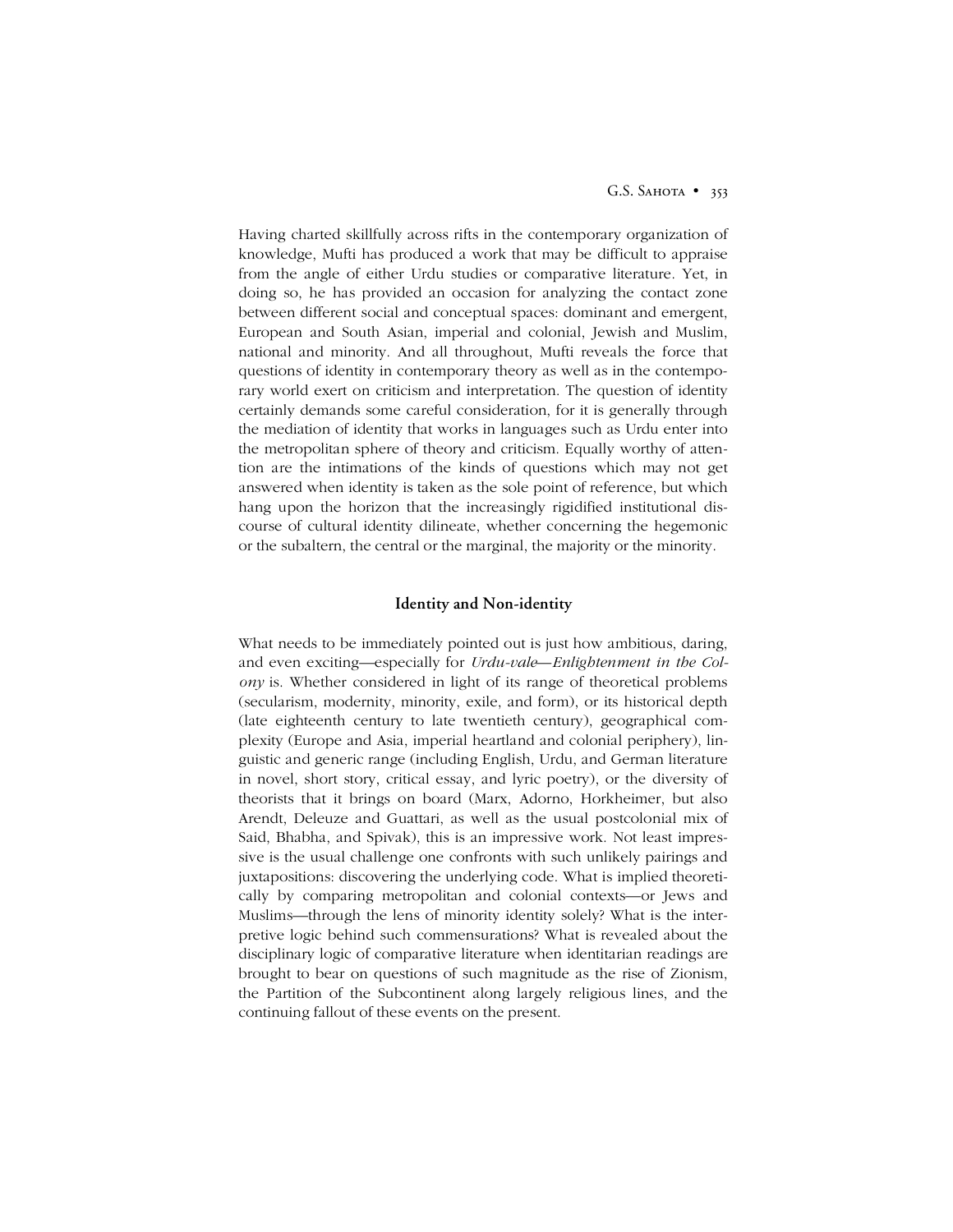Having charted skillfully across rifts in the contemporary organization of knowledge, Mufti has produced a work that may be difficult to appraise from the angle of either Urdu studies or comparative literature. Yet, in doing so, he has provided an occasion for analyzing the contact zone between different social and conceptual spaces: dominant and emergent, European and South Asian, imperial and colonial, Jewish and Muslim, national and minority. And all throughout, Mufti reveals the force that questions of identity in contemporary theory as well as in the contemporary world exert on criticism and interpretation. The question of identity certainly demands some careful consideration, for it is generally through the mediation of identity that works in languages such as Urdu enter into the metropolitan sphere of theory and criticism. Equally worthy of attention are the intimations of the kinds of questions which may not get answered when identity is taken as the sole point of reference, but which hang upon the horizon that the increasingly rigidified institutional discourse of cultural identity dilineate, whether concerning the hegemonic or the subaltern, the central or the marginal, the majority or the minority.

### Identity and Non-identity

What needs to be immediately pointed out is just how ambitious, daring, and even exciting—especially for *Urdu-vale*—*Enlightenment in the Colony* is. Whether considered in light of its range of theoretical problems (secularism, modernity, minority, exile, and form), or its historical depth (late eighteenth century to late twentieth century), geographical complexity (Europe and Asia, imperial heartland and colonial periphery), linguistic and generic range (including English, Urdu, and German literature in novel, short story, critical essay, and lyric poetry), or the diversity of theorists that it brings on board (Marx, Adorno, Horkheimer, but also Arendt, Deleuze and Guattari, as well as the usual postcolonial mix of Said, Bhabha, and Spivak), this is an impressive work. Not least impressive is the usual challenge one confronts with such unlikely pairings and juxtapositions: discovering the underlying code. What is implied theoretically by comparing metropolitan and colonial contexts—or Jews and Muslims—through the lens of minority identity solely? What is the interpretive logic behind such commensurations? What is revealed about the disciplinary logic of comparative literature when identitarian readings are brought to bear on questions of such magnitude as the rise of Zionism, the Partition of the Subcontinent along largely religious lines, and the continuing fallout of these events on the present.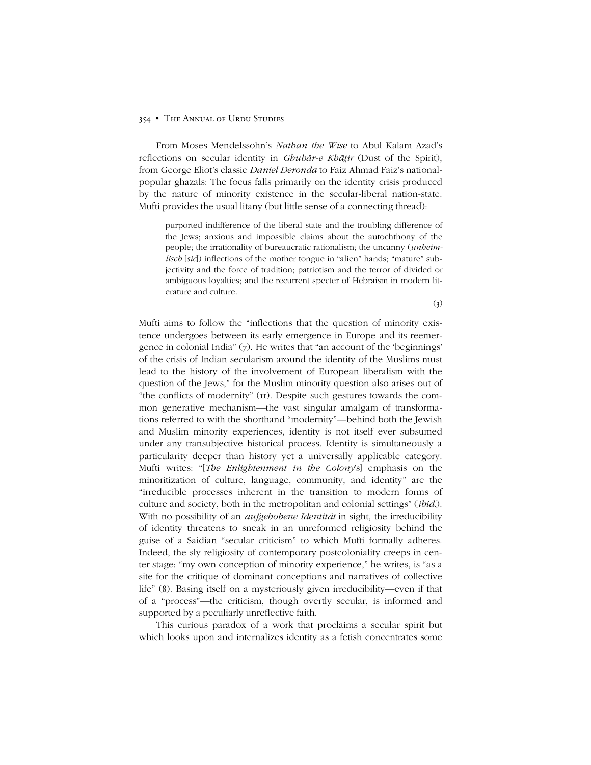From Moses Mendelssohn's *Nathan the Wise* to Abul Kalam Azad's reflections on secular identity in *Ghubār-e Khāṭir* (Dust of the Spirit), from George Eliot's classic *Daniel Deronda* to Faiz Ahmad Faiz's national-popular ghazals: The focus falls primarily on the identity crisis produced by the nature of minority existence in the secular-liberal nation-state. Mufti provides the usual litany (but little sense of a connecting thread):

> purported indifference of the liberal state and the troubling difference of the Jews; anxious and impossible claims about the autochthony of the people; the irrationality of bureaucratic rationalism; the uncanny (*unheimlisch* [*sic*]) inflections of the mother tongue in "alien" hands; "mature" subjectivity and the force of tradition; patriotism and the terror of divided or ambiguous loyalties; and the recurrent specter of Hebraism in modern literature and culture.
>
> (3)

Mufti aims to follow the "inflections that the question of minority existence undergoes between its early emergence in Europe and its reemergence in colonial India" (7). He writes that "an account of the 'beginnings' of the crisis of Indian secularism around the identity of the Muslims must lead to the history of the involvement of European liberalism with the question of the Jews," for the Muslim minority question also arises out of "the conflicts of modernity" (11). Despite such gestures towards the common generative mechanism—the vast singular amalgam of transformations referred to with the shorthand "modernity"—behind both the Jewish and Muslim minority experiences, identity is not itself ever subsumed under any transubjective historical process. Identity is simultaneously a particularity deeper than history yet a universally applicable category. Mufti writes: "[*The Enlightenment in the Colony*'s] emphasis on the minoritization of culture, language, community, and identity" are the "irreducible processes inherent in the transition to modern forms of culture and society, both in the metropolitan and colonial settings" (*ibid.*). With no possibility of an *aufgehobene Identität* in sight, the irreducibility of identity threatens to sneak in an unreformed religiosity behind the guise of a Saidian "secular criticism" to which Mufti formally adheres. Indeed, the sly religiosity of contemporary postcoloniality creeps in center stage: "my own conception of minority experience," he writes, is "as a site for the critique of dominant conceptions and narratives of collective life" (8). Basing itself on a mysteriously given irreducibility—even if that of a "process"—the criticism, though overtly secular, is informed and supported by a peculiarly unreflective faith.

This curious paradox of a work that proclaims a secular spirit but which looks upon and internalizes identity as a fetish concentrates some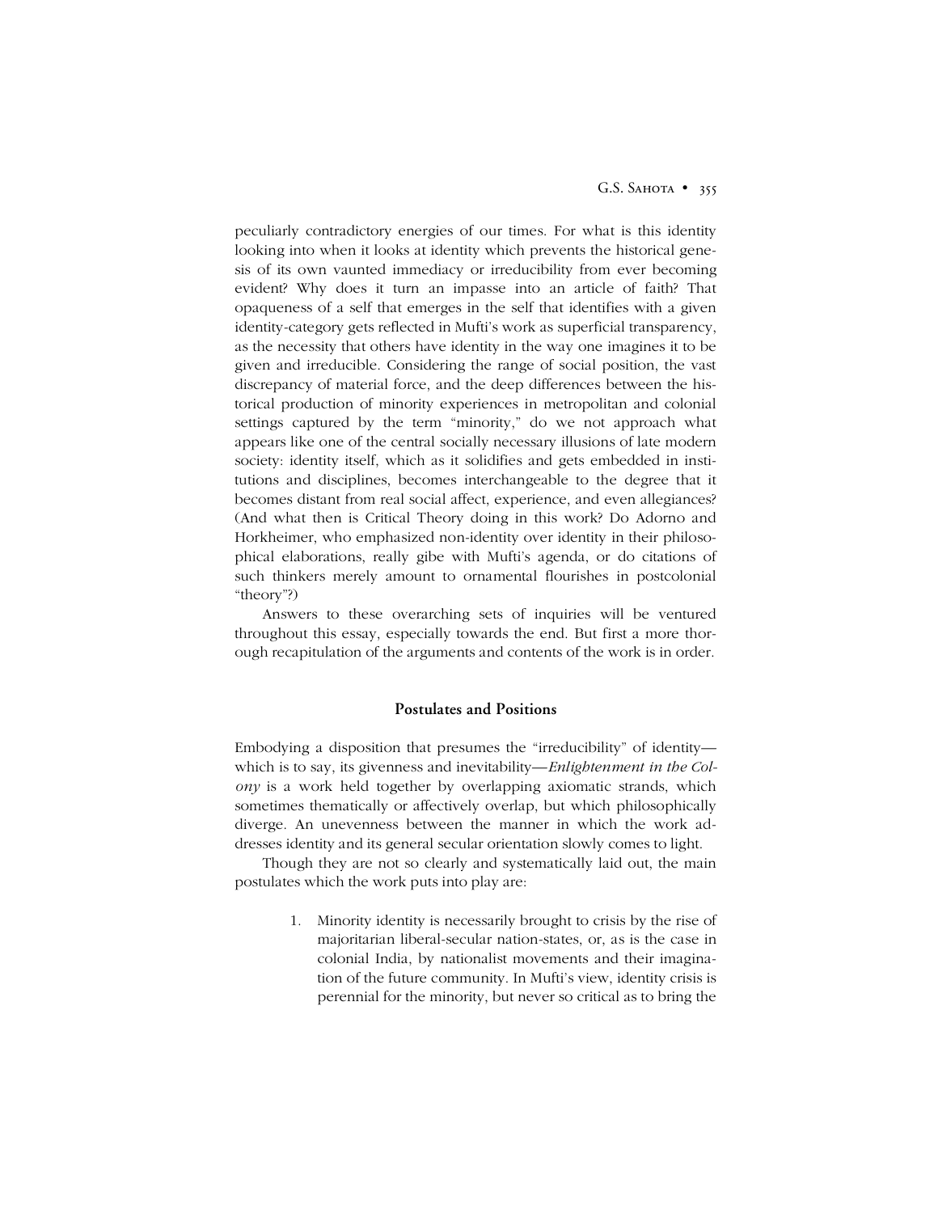peculiarly contradictory energies of our times. For what is this identity looking into when it looks at identity which prevents the historical genesis of its own vaunted immediacy or irreducibility from ever becoming evident? Why does it turn an impasse into an article of faith? That opaqueness of a self that emerges in the self that identifies with a given identity-category gets reflected in Mufti's work as superficial transparency, as the necessity that others have identity in the way one imagines it to be given and irreducible. Considering the range of social position, the vast discrepancy of material force, and the deep differences between the historical production of minority experiences in metropolitan and colonial settings captured by the term "minority," do we not approach what appears like one of the central socially necessary illusions of late modern society: identity itself, which as it solidifies and gets embedded in institutions and disciplines, becomes interchangeable to the degree that it becomes distant from real social affect, experience, and even allegiances? (And what then is Critical Theory doing in this work? Do Adorno and Horkheimer, who emphasized non-identity over identity in their philosophical elaborations, really gibe with Mufti's agenda, or do citations of such thinkers merely amount to ornamental flourishes in postcolonial "theory"?)

Answers to these overarching sets of inquiries will be ventured throughout this essay, especially towards the end. But first a more thorough recapitulation of the arguments and contents of the work is in order.

## Postulates and Positions

Embodying a disposition that presumes the "irreducibility" of identity—which is to say, its givenness and inevitability—*Enlightenment in the Colony* is a work held together by overlapping axiomatic strands, which sometimes thematically or affectively overlap, but which philosophically diverge. An unevenness between the manner in which the work addresses identity and its general secular orientation slowly comes to light.

Though they are not so clearly and systematically laid out, the main postulates which the work puts into play are:

1. Minority identity is necessarily brought to crisis by the rise of majoritarian liberal-secular nation-states, or, as is the case in colonial India, by nationalist movements and their imagination of the future community. In Mufti's view, identity crisis is perennial for the minority, but never so critical as to bring the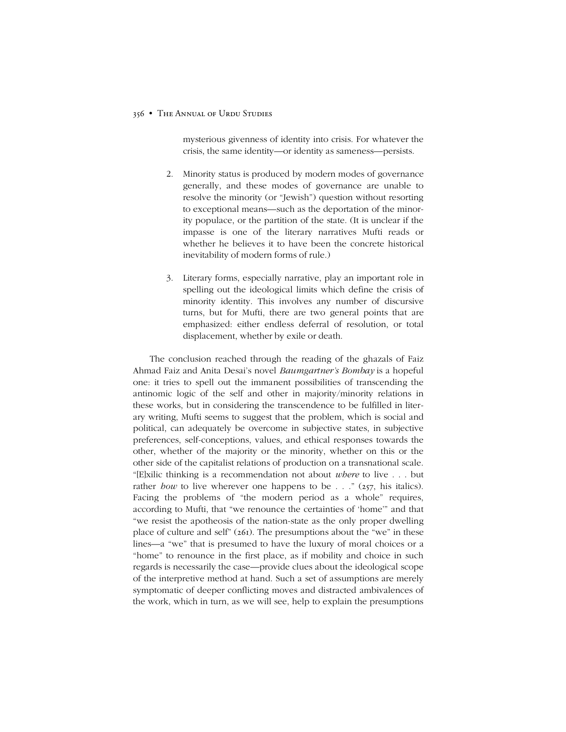mysterious givenness of identity into crisis. For whatever the crisis, the same identity—or identity as sameness—persists.

2. Minority status is produced by modern modes of governance generally, and these modes of governance are unable to resolve the minority (or "Jewish") question without resorting to exceptional means—such as the deportation of the minority populace, or the partition of the state. (It is unclear if the impasse is one of the literary narratives Mufti reads or whether he believes it to have been the concrete historical inevitability of modern forms of rule.)

3. Literary forms, especially narrative, play an important role in spelling out the ideological limits which define the crisis of minority identity. This involves any number of discursive turns, but for Mufti, there are two general points that are emphasized: either endless deferral of resolution, or total displacement, whether by exile or death.

The conclusion reached through the reading of the ghazals of Faiz Ahmad Faiz and Anita Desai's novel *Baumgartner's Bombay* is a hopeful one: it tries to spell out the immanent possibilities of transcending the antinomic logic of the self and other in majority/minority relations in these works, but in considering the transcendence to be fulfilled in literary writing, Mufti seems to suggest that the problem, which is social and political, can adequately be overcome in subjective states, in subjective preferences, self-conceptions, values, and ethical responses towards the other, whether of the majority or the minority, whether on this or the other side of the capitalist relations of production on a transnational scale. "[E]xilic thinking is a recommendation not about *where* to live . . . but rather *how* to live wherever one happens to be . . ." (257, his italics). Facing the problems of "the modern period as a whole" requires, according to Mufti, that "we renounce the certainties of 'home'" and that "we resist the apotheosis of the nation-state as the only proper dwelling place of culture and self" (261). The presumptions about the "we" in these lines—a "we" that is presumed to have the luxury of moral choices or a "home" to renounce in the first place, as if mobility and choice in such regards is necessarily the case—provide clues about the ideological scope of the interpretive method at hand. Such a set of assumptions are merely symptomatic of deeper conflicting moves and distracted ambivalences of the work, which in turn, as we will see, help to explain the presumptions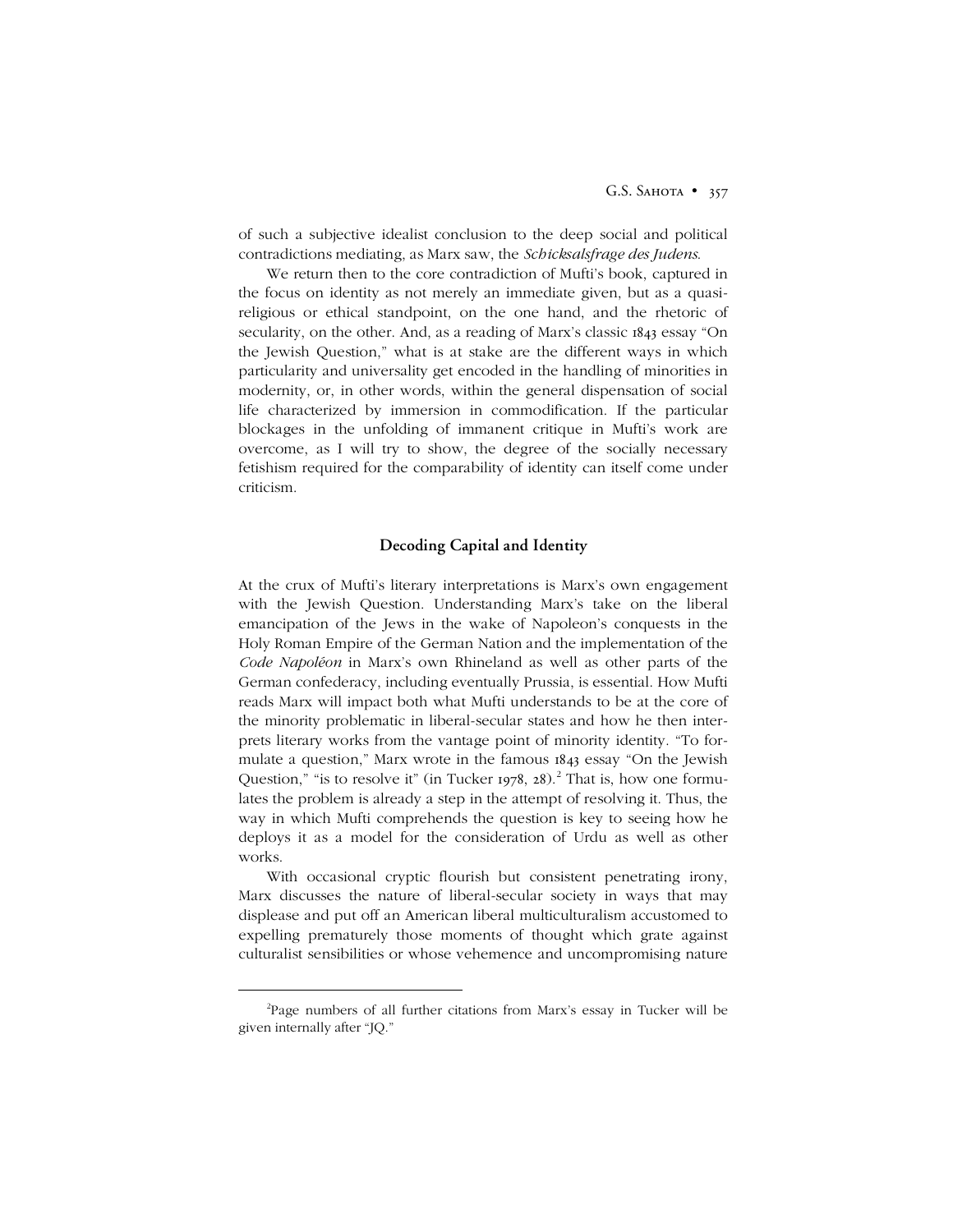of such a subjective idealist conclusion to the deep social and political contradictions mediating, as Marx saw, the *Schicksalsfrage des Judens*.

We return then to the core contradiction of Mufti's book, captured in the focus on identity as not merely an immediate given, but as a quasi-religious or ethical standpoint, on the one hand, and the rhetoric of secularity, on the other. And, as a reading of Marx's classic 1843 essay "On the Jewish Question," what is at stake are the different ways in which particularity and universality get encoded in the handling of minorities in modernity, or, in other words, within the general dispensation of social life characterized by immersion in commodification. If the particular blockages in the unfolding of immanent critique in Mufti's work are overcome, as I will try to show, the degree of the socially necessary fetishism required for the comparability of identity can itself come under criticism.

## Decoding Capital and Identity

At the crux of Mufti's literary interpretations is Marx's own engagement with the Jewish Question. Understanding Marx's take on the liberal emancipation of the Jews in the wake of Napoleon's conquests in the Holy Roman Empire of the German Nation and the implementation of the *Code Napoléon* in Marx's own Rhineland as well as other parts of the German confederacy, including eventually Prussia, is essential. How Mufti reads Marx will impact both what Mufti understands to be at the core of the minority problematic in liberal-secular states and how he then interprets literary works from the vantage point of minority identity. "To formulate a question," Marx wrote in the famous 1843 essay "On the Jewish Question," "is to resolve it" (in Tucker 1978, 28).[2] That is, how one formulates the problem is already a step in the attempt of resolving it. Thus, the way in which Mufti comprehends the question is key to seeing how he deploys it as a model for the consideration of Urdu as well as other works.

With occasional cryptic flourish but consistent penetrating irony, Marx discusses the nature of liberal-secular society in ways that may displease and put off an American liberal multiculturalism accustomed to expelling prematurely those moments of thought which grate against culturalist sensibilities or whose vehemence and uncompromising nature

---

[2] Page numbers of all further citations from Marx's essay in Tucker will be given internally after "JQ."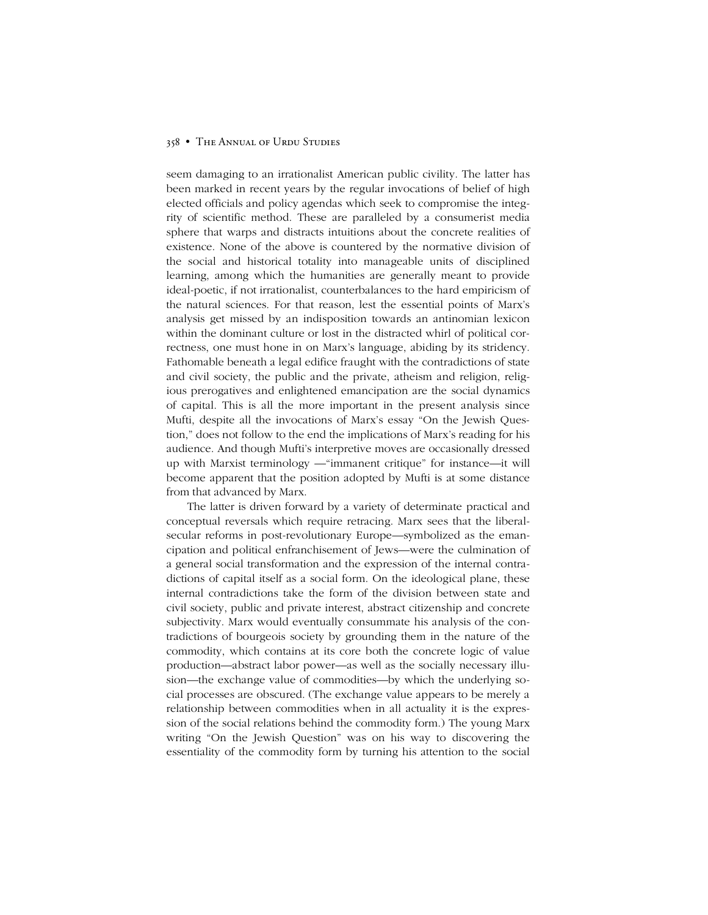seem damaging to an irrationalist American public civility. The latter has been marked in recent years by the regular invocations of belief of high elected officials and policy agendas which seek to compromise the integrity of scientific method. These are paralleled by a consumerist media sphere that warps and distracts intuitions about the concrete realities of existence. None of the above is countered by the normative division of the social and historical totality into manageable units of disciplined learning, among which the humanities are generally meant to provide ideal-poetic, if not irrationalist, counterbalances to the hard empiricism of the natural sciences. For that reason, lest the essential points of Marx's analysis get missed by an indisposition towards an antinomian lexicon within the dominant culture or lost in the distracted whirl of political correctness, one must hone in on Marx's language, abiding by its stridency. Fathomable beneath a legal edifice fraught with the contradictions of state and civil society, the public and the private, atheism and religion, religious prerogatives and enlightened emancipation are the social dynamics of capital. This is all the more important in the present analysis since Mufti, despite all the invocations of Marx's essay "On the Jewish Question," does not follow to the end the implications of Marx's reading for his audience. And though Mufti's interpretive moves are occasionally dressed up with Marxist terminology —"immanent critique" for instance—it will become apparent that the position adopted by Mufti is at some distance from that advanced by Marx.

The latter is driven forward by a variety of determinate practical and conceptual reversals which require retracing. Marx sees that the liberal-secular reforms in post-revolutionary Europe—symbolized as the emancipation and political enfranchisement of Jews—were the culmination of a general social transformation and the expression of the internal contradictions of capital itself as a social form. On the ideological plane, these internal contradictions take the form of the division between state and civil society, public and private interest, abstract citizenship and concrete subjectivity. Marx would eventually consummate his analysis of the contradictions of bourgeois society by grounding them in the nature of the commodity, which contains at its core both the concrete logic of value production—abstract labor power—as well as the socially necessary illusion—the exchange value of commodities—by which the underlying social processes are obscured. (The exchange value appears to be merely a relationship between commodities when in all actuality it is the expression of the social relations behind the commodity form.) The young Marx writing "On the Jewish Question" was on his way to discovering the essentiality of the commodity form by turning his attention to the social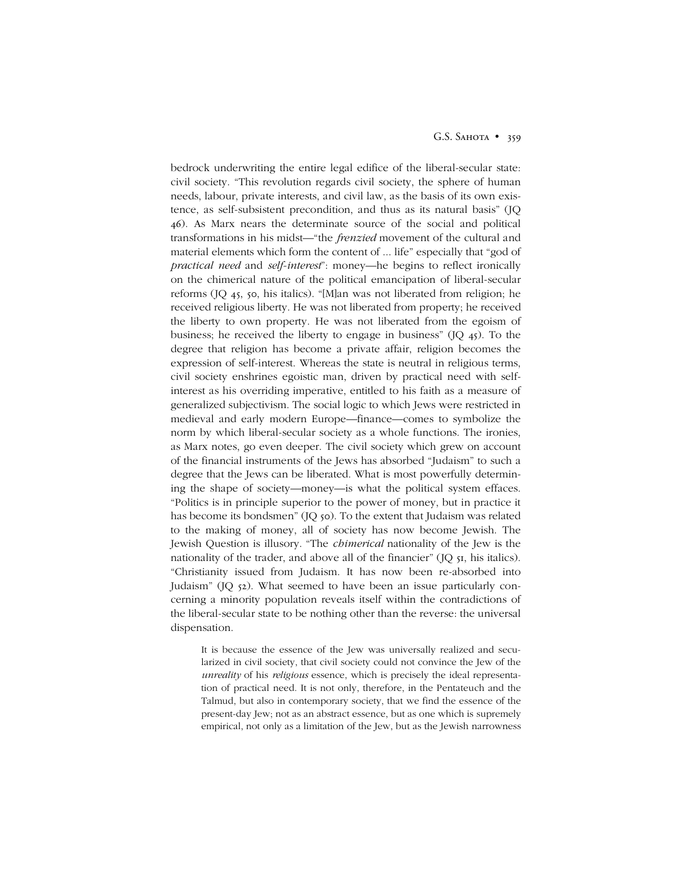bedrock underwriting the entire legal edifice of the liberal-secular state: civil society. "This revolution regards civil society, the sphere of human needs, labour, private interests, and civil law, as the basis of its own existence, as self-subsistent precondition, and thus as its natural basis" (JQ 46). As Marx nears the determinate source of the social and political transformations in his midst—"the *frenzied* movement of the cultural and material elements which form the content of ... life" especially that "god of *practical need* and *self-interest*": money—he begins to reflect ironically on the chimerical nature of the political emancipation of liberal-secular reforms (JQ 45, 50, his italics). "[M]an was not liberated from religion; he received religious liberty. He was not liberated from property; he received the liberty to own property. He was not liberated from the egoism of business; he received the liberty to engage in business" (JQ 45). To the degree that religion has become a private affair, religion becomes the expression of self-interest. Whereas the state is neutral in religious terms, civil society enshrines egoistic man, driven by practical need with self-interest as his overriding imperative, entitled to his faith as a measure of generalized subjectivism. The social logic to which Jews were restricted in medieval and early modern Europe—finance—comes to symbolize the norm by which liberal-secular society as a whole functions. The ironies, as Marx notes, go even deeper. The civil society which grew on account of the financial instruments of the Jews has absorbed "Judaism" to such a degree that the Jews can be liberated. What is most powerfully determining the shape of society—money—is what the political system effaces. "Politics is in principle superior to the power of money, but in practice it has become its bondsmen" (JQ 50). To the extent that Judaism was related to the making of money, all of society has now become Jewish. The Jewish Question is illusory. "The *chimerical* nationality of the Jew is the nationality of the trader, and above all of the financier" (JQ 51, his italics). "Christianity issued from Judaism. It has now been re-absorbed into Judaism" (JQ 52). What seemed to have been an issue particularly concerning a minority population reveals itself within the contradictions of the liberal-secular state to be nothing other than the reverse: the universal dispensation.

> It is because the essence of the Jew was universally realized and secularized in civil society, that civil society could not convince the Jew of the *unreality* of his *religious* essence, which is precisely the ideal representation of practical need. It is not only, therefore, in the Pentateuch and the Talmud, but also in contemporary society, that we find the essence of the present-day Jew; not as an abstract essence, but as one which is supremely empirical, not only as a limitation of the Jew, but as the Jewish narrowness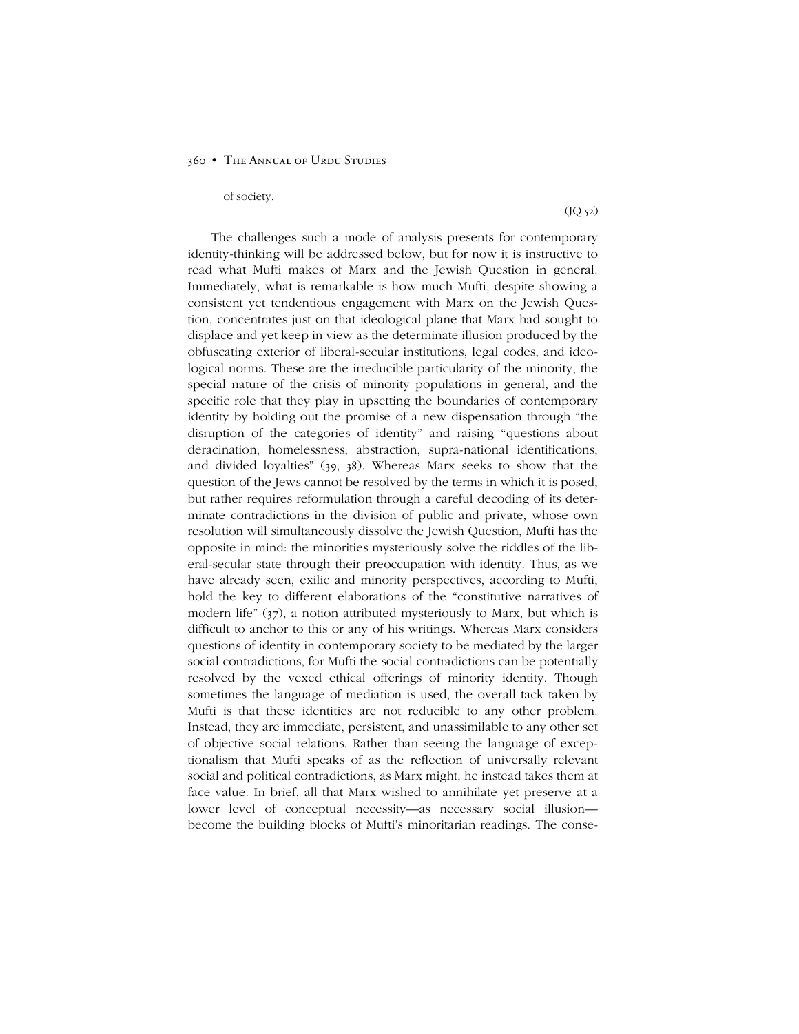of society.

(JQ 52)

The challenges such a mode of analysis presents for contemporary identity-thinking will be addressed below, but for now it is instructive to read what Mufti makes of Marx and the Jewish Question in general. Immediately, what is remarkable is how much Mufti, despite showing a consistent yet tendentious engagement with Marx on the Jewish Question, concentrates just on that ideological plane that Marx had sought to displace and yet keep in view as the determinate illusion produced by the obfuscating exterior of liberal-secular institutions, legal codes, and ideological norms. These are the irreducible particularity of the minority, the special nature of the crisis of minority populations in general, and the specific role that they play in upsetting the boundaries of contemporary identity by holding out the promise of a new dispensation through "the disruption of the categories of identity" and raising "questions about deracination, homelessness, abstraction, supra-national identifications, and divided loyalties" (39, 38). Whereas Marx seeks to show that the question of the Jews cannot be resolved by the terms in which it is posed, but rather requires reformulation through a careful decoding of its determinate contradictions in the division of public and private, whose own resolution will simultaneously dissolve the Jewish Question, Mufti has the opposite in mind: the minorities mysteriously solve the riddles of the liberal-secular state through their preoccupation with identity. Thus, as we have already seen, exilic and minority perspectives, according to Mufti, hold the key to different elaborations of the "constitutive narratives of modern life" (37), a notion attributed mysteriously to Marx, but which is difficult to anchor to this or any of his writings. Whereas Marx considers questions of identity in contemporary society to be mediated by the larger social contradictions, for Mufti the social contradictions can be potentially resolved by the vexed ethical offerings of minority identity. Though sometimes the language of mediation is used, the overall tack taken by Mufti is that these identities are not reducible to any other problem. Instead, they are immediate, persistent, and unassimilable to any other set of objective social relations. Rather than seeing the language of exceptionalism that Mufti speaks of as the reflection of universally relevant social and political contradictions, as Marx might, he instead takes them at face value. In brief, all that Marx wished to annihilate yet preserve at a lower level of conceptual necessity—as necessary social illusion—become the building blocks of Mufti's minoritarian readings. The conse-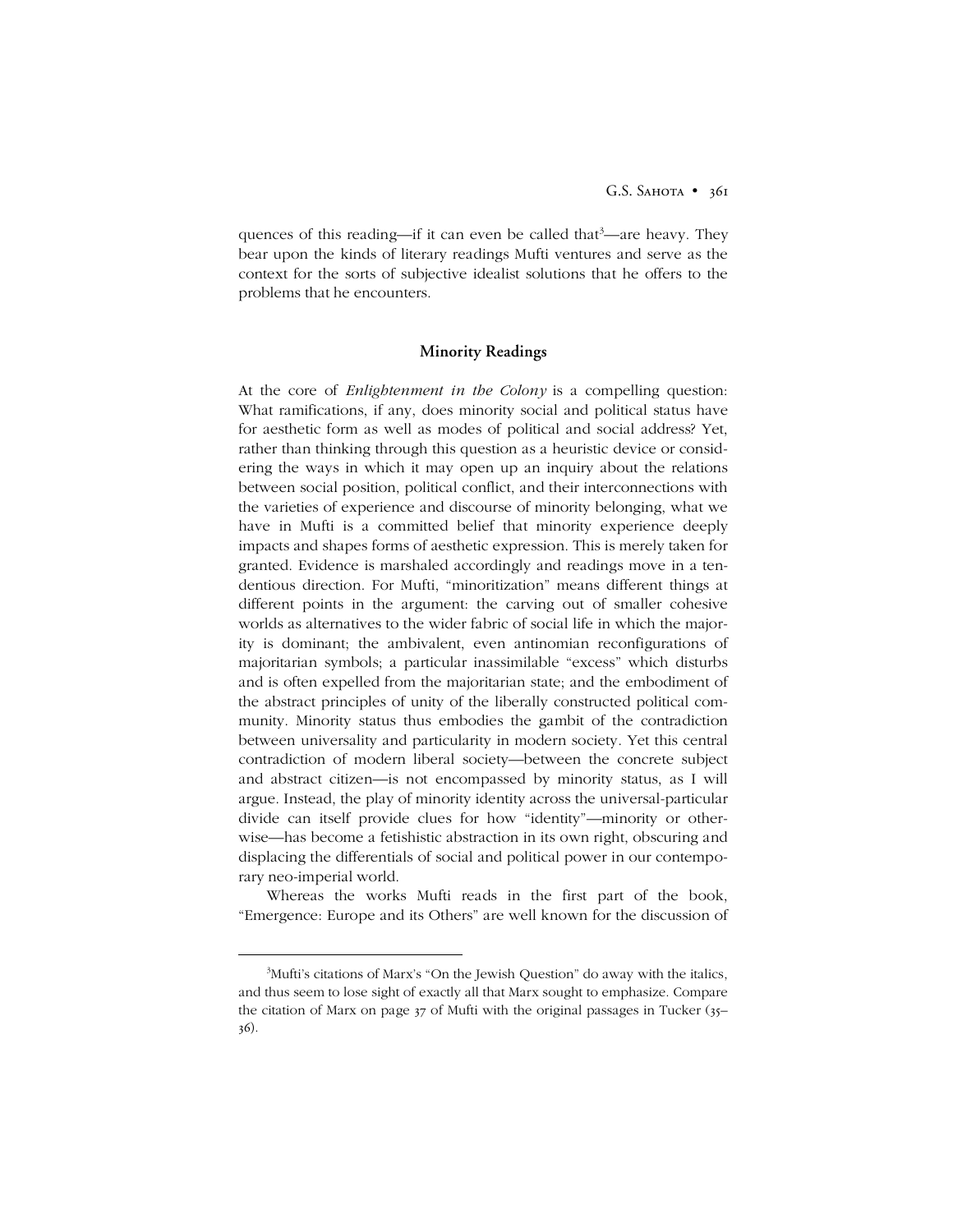quences of this reading—if it can even be called that[3]—are heavy. They bear upon the kinds of literary readings Mufti ventures and serve as the context for the sorts of subjective idealist solutions that he offers to the problems that he encounters.

## Minority Readings

At the core of *Enlightenment in the Colony* is a compelling question: What ramifications, if any, does minority social and political status have for aesthetic form as well as modes of political and social address? Yet, rather than thinking through this question as a heuristic device or considering the ways in which it may open up an inquiry about the relations between social position, political conflict, and their interconnections with the varieties of experience and discourse of minority belonging, what we have in Mufti is a committed belief that minority experience deeply impacts and shapes forms of aesthetic expression. This is merely taken for granted. Evidence is marshaled accordingly and readings move in a tendentious direction. For Mufti, "minoritization" means different things at different points in the argument: the carving out of smaller cohesive worlds as alternatives to the wider fabric of social life in which the majority is dominant; the ambivalent, even antinomian reconfigurations of majoritarian symbols; a particular inassimilable "excess" which disturbs and is often expelled from the majoritarian state; and the embodiment of the abstract principles of unity of the liberally constructed political community. Minority status thus embodies the gambit of the contradiction between universality and particularity in modern society. Yet this central contradiction of modern liberal society—between the concrete subject and abstract citizen—is not encompassed by minority status, as I will argue. Instead, the play of minority identity across the universal-particular divide can itself provide clues for how "identity"—minority or otherwise—has become a fetishistic abstraction in its own right, obscuring and displacing the differentials of social and political power in our contemporary neo-imperial world.

Whereas the works Mufti reads in the first part of the book, "Emergence: Europe and its Others" are well known for the discussion of

[3] Mufti's citations of Marx's "On the Jewish Question" do away with the italics, and thus seem to lose sight of exactly all that Marx sought to emphasize. Compare the citation of Marx on page 37 of Mufti with the original passages in Tucker (35–36).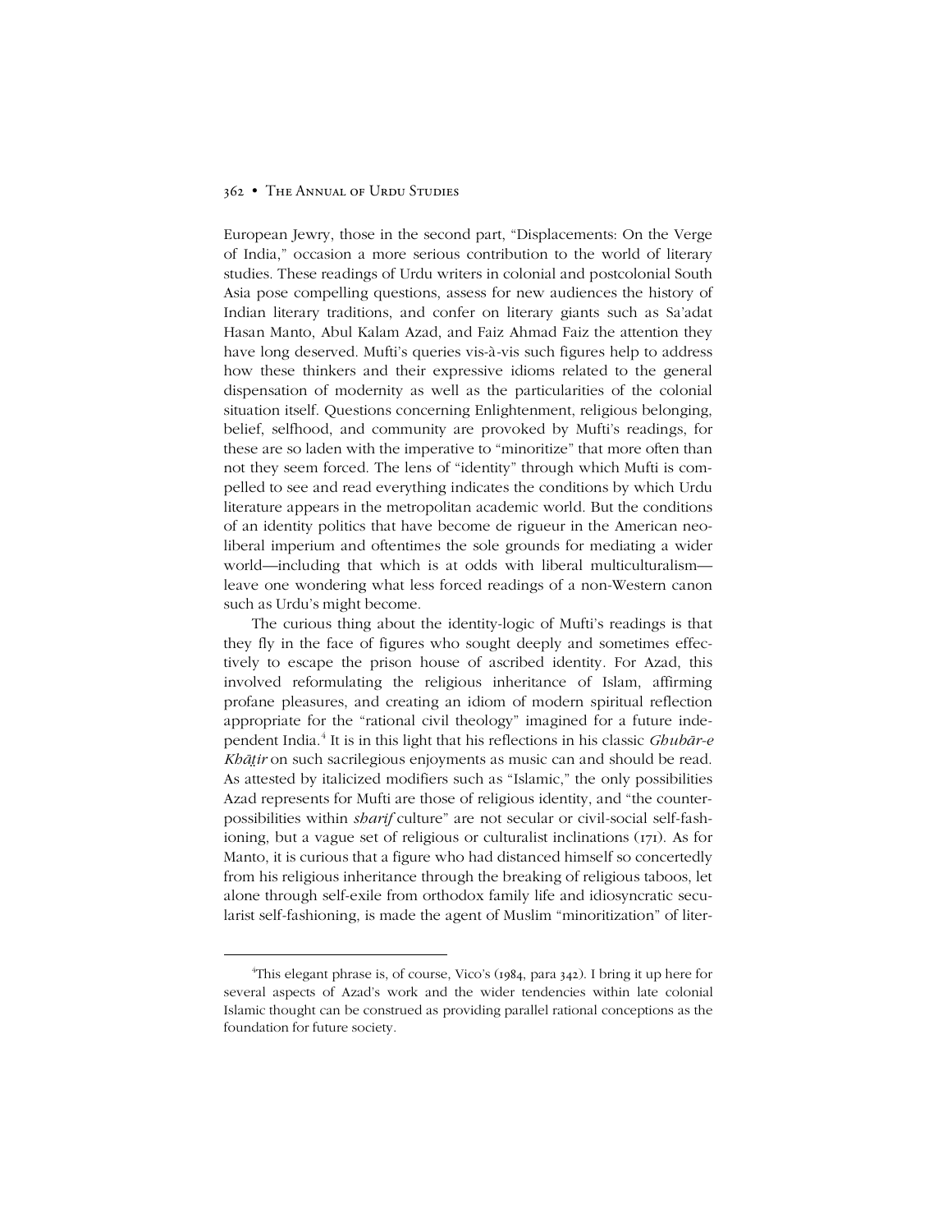European Jewry, those in the second part, "Displacements: On the Verge of India," occasion a more serious contribution to the world of literary studies. These readings of Urdu writers in colonial and postcolonial South Asia pose compelling questions, assess for new audiences the history of Indian literary traditions, and confer on literary giants such as Sa'adat Hasan Manto, Abul Kalam Azad, and Faiz Ahmad Faiz the attention they have long deserved. Mufti's queries vis-à-vis such figures help to address how these thinkers and their expressive idioms related to the general dispensation of modernity as well as the particularities of the colonial situation itself. Questions concerning Enlightenment, religious belonging, belief, selfhood, and community are provoked by Mufti's readings, for these are so laden with the imperative to "minoritize" that more often than not they seem forced. The lens of "identity" through which Mufti is compelled to see and read everything indicates the conditions by which Urdu literature appears in the metropolitan academic world. But the conditions of an identity politics that have become de rigueur in the American neoliberal imperium and oftentimes the sole grounds for mediating a wider world—including that which is at odds with liberal multiculturalism—leave one wondering what less forced readings of a non-Western canon such as Urdu's might become.

The curious thing about the identity-logic of Mufti's readings is that they fly in the face of figures who sought deeply and sometimes effectively to escape the prison house of ascribed identity. For Azad, this involved reformulating the religious inheritance of Islam, affirming profane pleasures, and creating an idiom of modern spiritual reflection appropriate for the "rational civil theology" imagined for a future independent India.[4] It is in this light that his reflections in his classic *Ghubār-e Khāṭir* on such sacrilegious enjoyments as music can and should be read. As attested by italicized modifiers such as "Islamic," the only possibilities Azad represents for Mufti are those of religious identity, and "the counter-possibilities within *sharif* culture" are not secular or civil-social self-fashioning, but a vague set of religious or culturalist inclinations (171). As for Manto, it is curious that a figure who had distanced himself so concertedly from his religious inheritance through the breaking of religious taboos, let alone through self-exile from orthodox family life and idiosyncratic secularist self-fashioning, is made the agent of Muslim "minoritization" of liter-

---

[4]This elegant phrase is, of course, Vico's (1984, para 342). I bring it up here for several aspects of Azad's work and the wider tendencies within late colonial Islamic thought can be construed as providing parallel rational conceptions as the foundation for future society.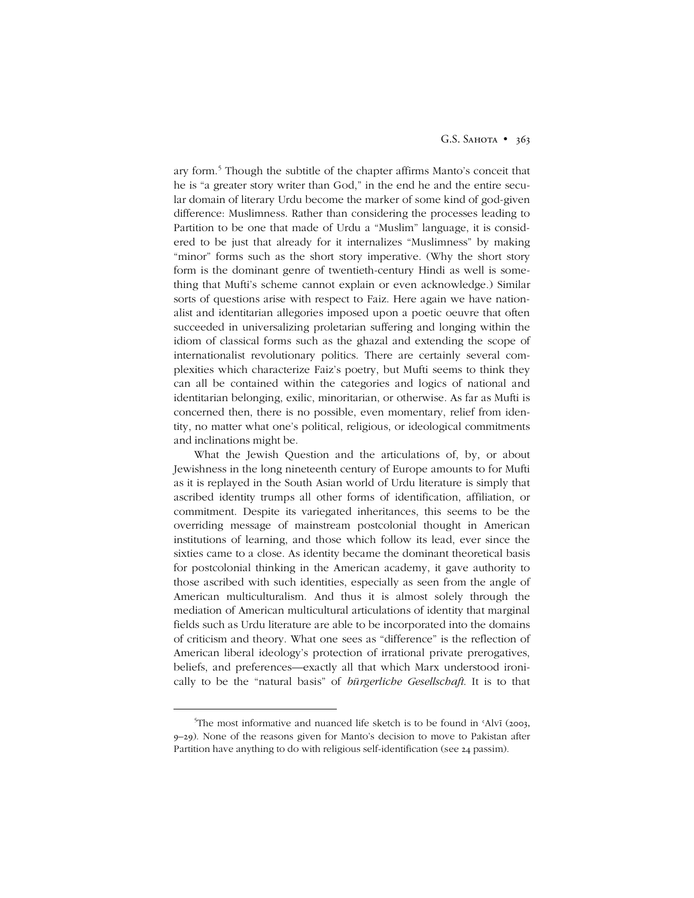ary form.[5] Though the subtitle of the chapter affirms Manto's conceit that he is "a greater story writer than God," in the end he and the entire secular domain of literary Urdu become the marker of some kind of god-given difference: Muslimness. Rather than considering the processes leading to Partition to be one that made of Urdu a "Muslim" language, it is considered to be just that already for it internalizes "Muslimness" by making "minor" forms such as the short story imperative. (Why the short story form is the dominant genre of twentieth-century Hindi as well is something that Mufti's scheme cannot explain or even acknowledge.) Similar sorts of questions arise with respect to Faiz. Here again we have nationalist and identitarian allegories imposed upon a poetic oeuvre that often succeeded in universalizing proletarian suffering and longing within the idiom of classical forms such as the ghazal and extending the scope of internationalist revolutionary politics. There are certainly several complexities which characterize Faiz's poetry, but Mufti seems to think they can all be contained within the categories and logics of national and identitarian belonging, exilic, minoritarian, or otherwise. As far as Mufti is concerned then, there is no possible, even momentary, relief from identity, no matter what one's political, religious, or ideological commitments and inclinations might be.

What the Jewish Question and the articulations of, by, or about Jewishness in the long nineteenth century of Europe amounts to for Mufti as it is replayed in the South Asian world of Urdu literature is simply that ascribed identity trumps all other forms of identification, affiliation, or commitment. Despite its variegated inheritances, this seems to be the overriding message of mainstream postcolonial thought in American institutions of learning, and those which follow its lead, ever since the sixties came to a close. As identity became the dominant theoretical basis for postcolonial thinking in the American academy, it gave authority to those ascribed with such identities, especially as seen from the angle of American multiculturalism. And thus it is almost solely through the mediation of American multicultural articulations of identity that marginal fields such as Urdu literature are able to be incorporated into the domains of criticism and theory. What one sees as "difference" is the reflection of American liberal ideology's protection of irrational private prerogatives, beliefs, and preferences—exactly all that which Marx understood ironically to be the "natural basis" of *bürgerliche Gesellschaft*. It is to that

---

[5]The most informative and nuanced life sketch is to be found in ʿAlvī (2003, 9–29). None of the reasons given for Manto's decision to move to Pakistan after Partition have anything to do with religious self-identification (see 24 passim).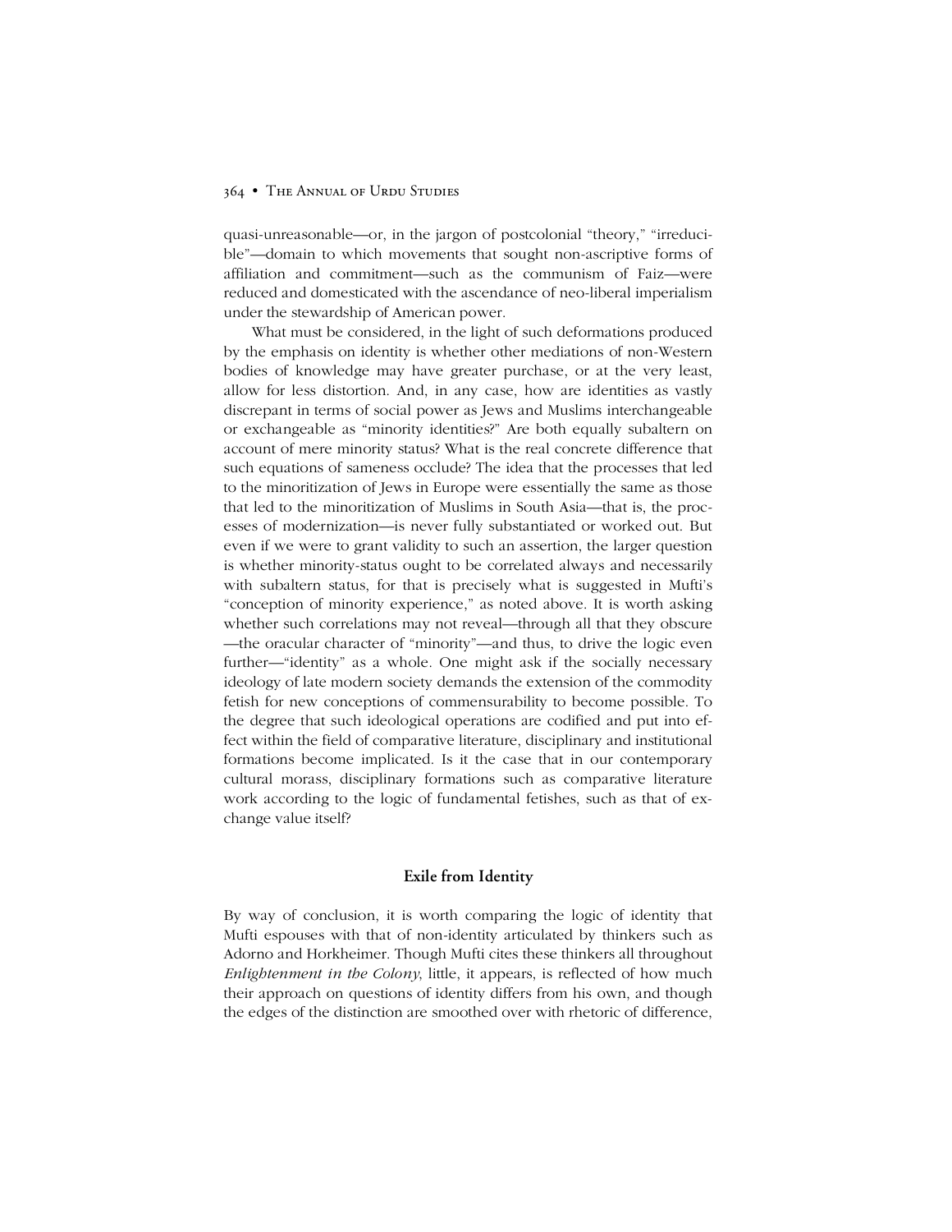quasi-unreasonable—or, in the jargon of postcolonial "theory," "irreducible"—domain to which movements that sought non-ascriptive forms of affiliation and commitment—such as the communism of Faiz—were reduced and domesticated with the ascendance of neo-liberal imperialism under the stewardship of American power.

What must be considered, in the light of such deformations produced by the emphasis on identity is whether other mediations of non-Western bodies of knowledge may have greater purchase, or at the very least, allow for less distortion. And, in any case, how are identities as vastly discrepant in terms of social power as Jews and Muslims interchangeable or exchangeable as "minority identities?" Are both equally subaltern on account of mere minority status? What is the real concrete difference that such equations of sameness occlude? The idea that the processes that led to the minoritization of Jews in Europe were essentially the same as those that led to the minoritization of Muslims in South Asia—that is, the processes of modernization—is never fully substantiated or worked out. But even if we were to grant validity to such an assertion, the larger question is whether minority-status ought to be correlated always and necessarily with subaltern status, for that is precisely what is suggested in Mufti's "conception of minority experience," as noted above. It is worth asking whether such correlations may not reveal—through all that they obscure—the oracular character of "minority"—and thus, to drive the logic even further—"identity" as a whole. One might ask if the socially necessary ideology of late modern society demands the extension of the commodity fetish for new conceptions of commensurability to become possible. To the degree that such ideological operations are codified and put into effect within the field of comparative literature, disciplinary and institutional formations become implicated. Is it the case that in our contemporary cultural morass, disciplinary formations such as comparative literature work according to the logic of fundamental fetishes, such as that of exchange value itself?

## Exile from Identity

By way of conclusion, it is worth comparing the logic of identity that Mufti espouses with that of non-identity articulated by thinkers such as Adorno and Horkheimer. Though Mufti cites these thinkers all throughout *Enlightenment in the Colony*, little, it appears, is reflected of how much their approach on questions of identity differs from his own, and though the edges of the distinction are smoothed over with rhetoric of difference,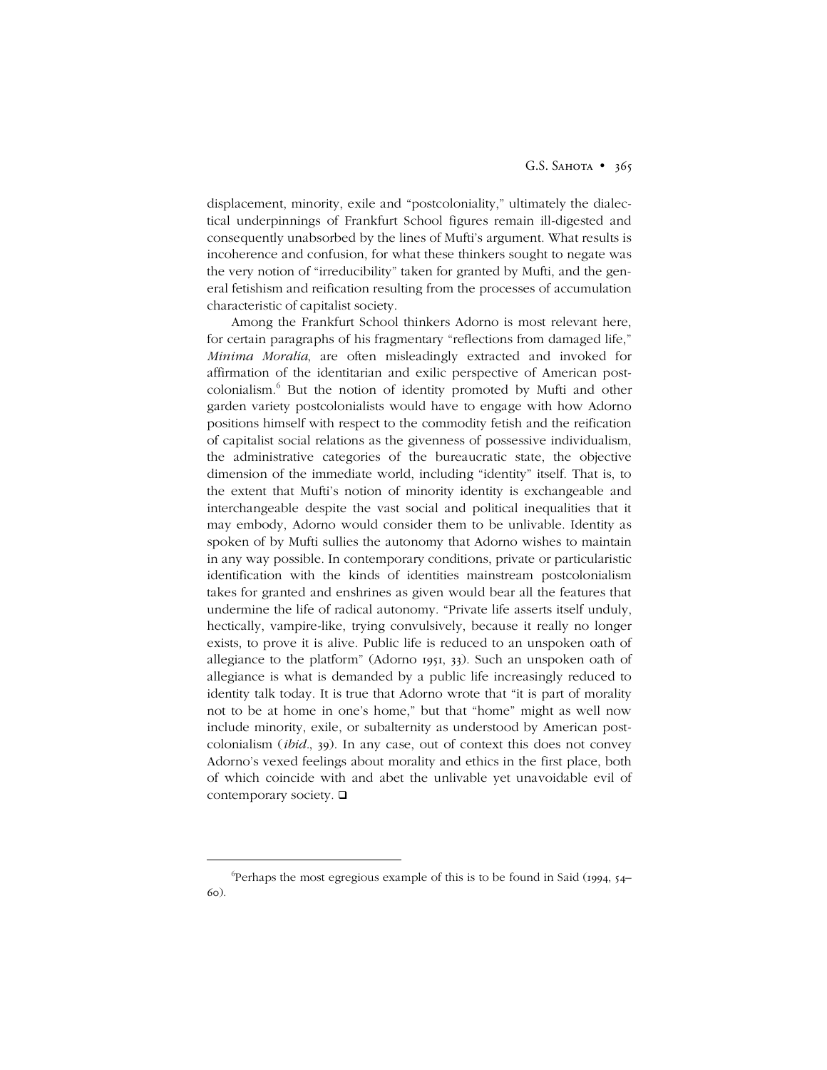displacement, minority, exile and "postcoloniality," ultimately the dialectical underpinnings of Frankfurt School figures remain ill-digested and consequently unabsorbed by the lines of Mufti's argument. What results is incoherence and confusion, for what these thinkers sought to negate was the very notion of "irreducibility" taken for granted by Mufti, and the general fetishism and reification resulting from the processes of accumulation characteristic of capitalist society.

Among the Frankfurt School thinkers Adorno is most relevant here, for certain paragraphs of his fragmentary "reflections from damaged life," *Minima Moralia*, are often misleadingly extracted and invoked for affirmation of the identitarian and exilic perspective of American postcolonialism.[6] But the notion of identity promoted by Mufti and other garden variety postcolonialists would have to engage with how Adorno positions himself with respect to the commodity fetish and the reification of capitalist social relations as the givenness of possessive individualism, the administrative categories of the bureaucratic state, the objective dimension of the immediate world, including "identity" itself. That is, to the extent that Mufti's notion of minority identity is exchangeable and interchangeable despite the vast social and political inequalities that it may embody, Adorno would consider them to be unlivable. Identity as spoken of by Mufti sullies the autonomy that Adorno wishes to maintain in any way possible. In contemporary conditions, private or particularistic identification with the kinds of identities mainstream postcolonialism takes for granted and enshrines as given would bear all the features that undermine the life of radical autonomy. "Private life asserts itself unduly, hectically, vampire-like, trying convulsively, because it really no longer exists, to prove it is alive. Public life is reduced to an unspoken oath of allegiance to the platform" (Adorno 1951, 33). Such an unspoken oath of allegiance is what is demanded by a public life increasingly reduced to identity talk today. It is true that Adorno wrote that "it is part of morality not to be at home in one's home," but that "home" might as well now include minority, exile, or subalternity as understood by American postcolonialism (*ibid*., 39). In any case, out of context this does not convey Adorno's vexed feelings about morality and ethics in the first place, both of which coincide with and abet the unlivable yet unavoidable evil of contemporary society. ❑

---

[6]Perhaps the most egregious example of this is to be found in Said (1994, 54–60).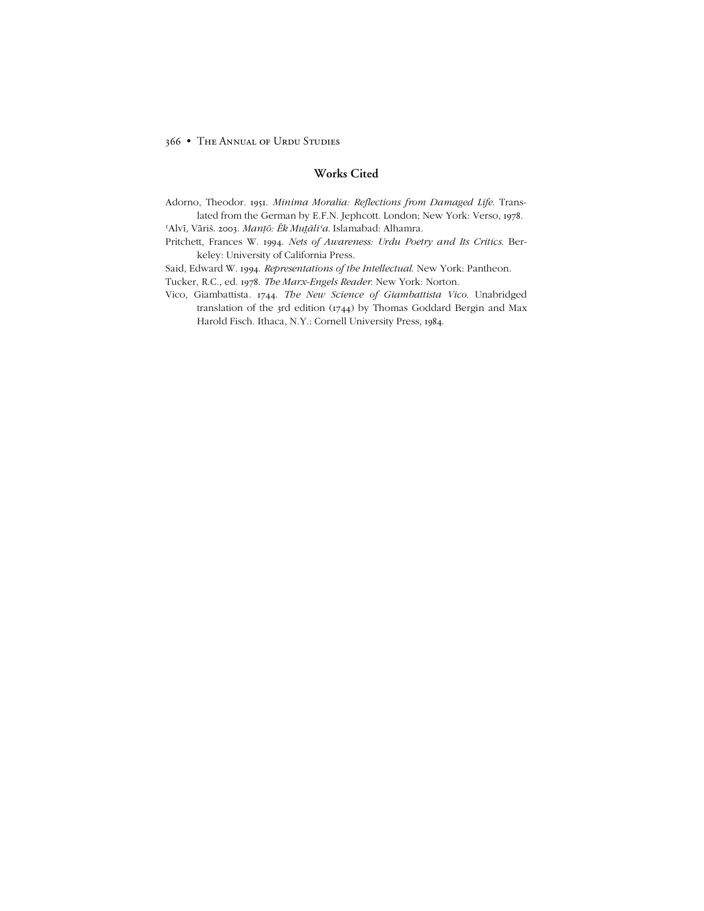## Works Cited

Adorno, Theodor. 1951. *Minima Moralia: Reflections from Damaged Life*. Translated from the German by E.F.N. Jephcott. London; New York: Verso, 1978.

ʿAlvī, Vāriś. 2003. *Manṭō: Ēk Muṭāliʿa*. Islamabad: Alhamra.

Pritchett, Frances W. 1994. *Nets of Awareness: Urdu Poetry and Its Critics*. Berkeley: University of California Press.

Said, Edward W. 1994. *Representations of the Intellectual*. New York: Pantheon.

Tucker, R.C., ed. 1978. *The Marx-Engels Reader*. New York: Norton.

Vico, Giambattista. 1744. *The New Science of Giambattista Vico*. Unabridged translation of the 3rd edition (1744) by Thomas Goddard Bergin and Max Harold Fisch. Ithaca, N.Y.: Cornell University Press, 1984.